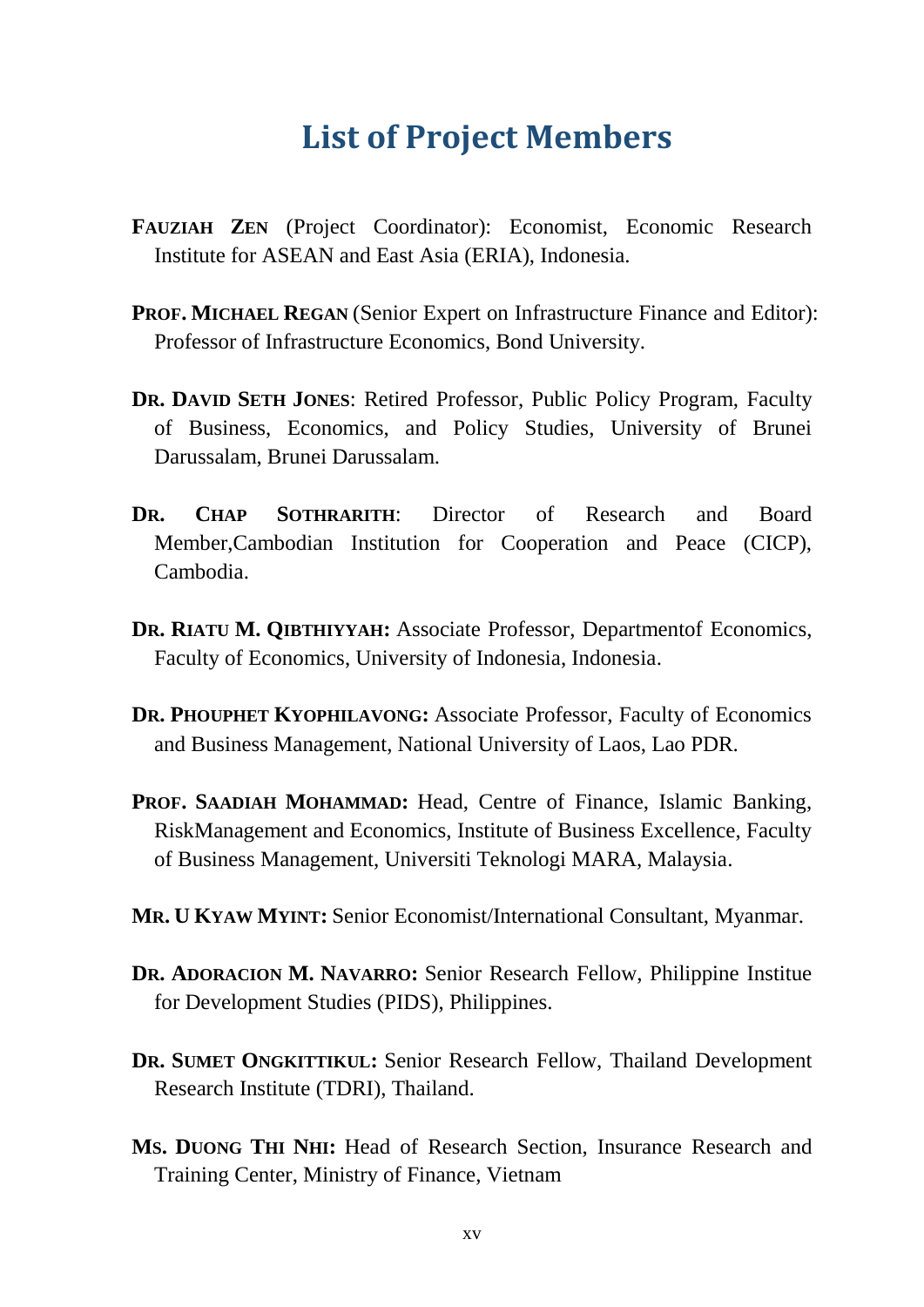# List of Project Members

**FAUZIAH ZEN** (Project Coordinator): Economist, Economic Research Institute for ASEAN and East Asia (ERIA), Indonesia.

**PROF. MICHAEL REGAN** (Senior Expert on Infrastructure Finance and Editor): Professor of Infrastructure Economics, Bond University.

**DR. DAVID SETH JONES**: Retired Professor, Public Policy Program, Faculty of Business, Economics, and Policy Studies, University of Brunei Darussalam, Brunei Darussalam.

**DR. CHAP SOTHRARITH**: Director of Research and Board Member,Cambodian Institution for Cooperation and Peace (CICP), Cambodia.

**DR. RIATU M. QIBTHIYYAH:** Associate Professor, Departmentof Economics, Faculty of Economics, University of Indonesia, Indonesia.

**DR. PHOUPHET KYOPHILAVONG:** Associate Professor, Faculty of Economics and Business Management, National University of Laos, Lao PDR.

**PROF. SAADIAH MOHAMMAD:** Head, Centre of Finance, Islamic Banking, RiskManagement and Economics, Institute of Business Excellence, Faculty of Business Management, Universiti Teknologi MARA, Malaysia.

**MR. U KYAW MYINT:** Senior Economist/International Consultant, Myanmar.

**DR. ADORACION M. NAVARRO:** Senior Research Fellow, Philippine Institue for Development Studies (PIDS), Philippines.

**DR. SUMET ONGKITTIKUL:** Senior Research Fellow, Thailand Development Research Institute (TDRI), Thailand.

**MS. DUONG THI NHI:** Head of Research Section, Insurance Research and Training Center, Ministry of Finance, Vietnam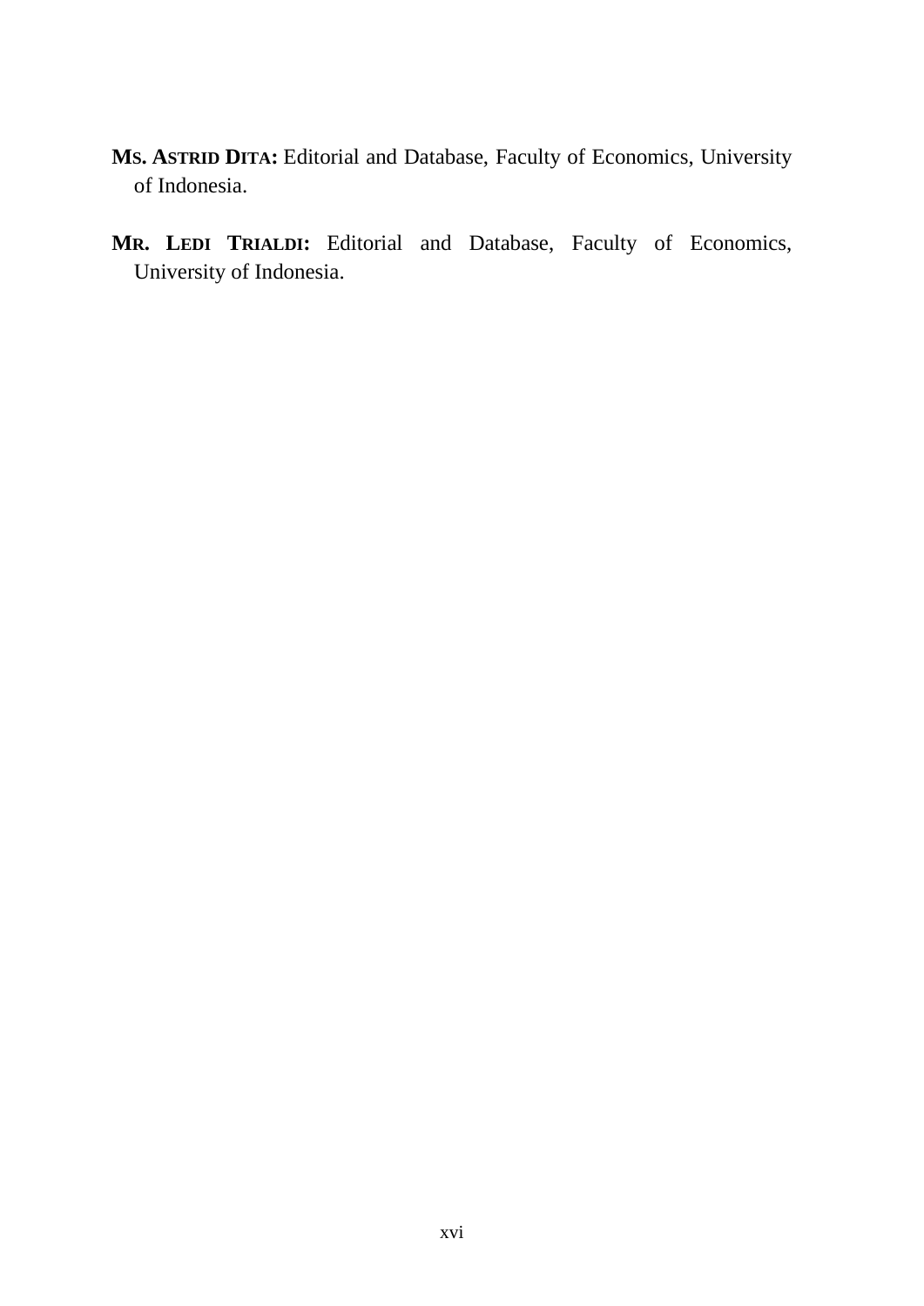**MS. ASTRID DITA:** Editorial and Database, Faculty of Economics, University of Indonesia.

**MR. LEDI TRIALDI:** Editorial and Database, Faculty of Economics, University of Indonesia.